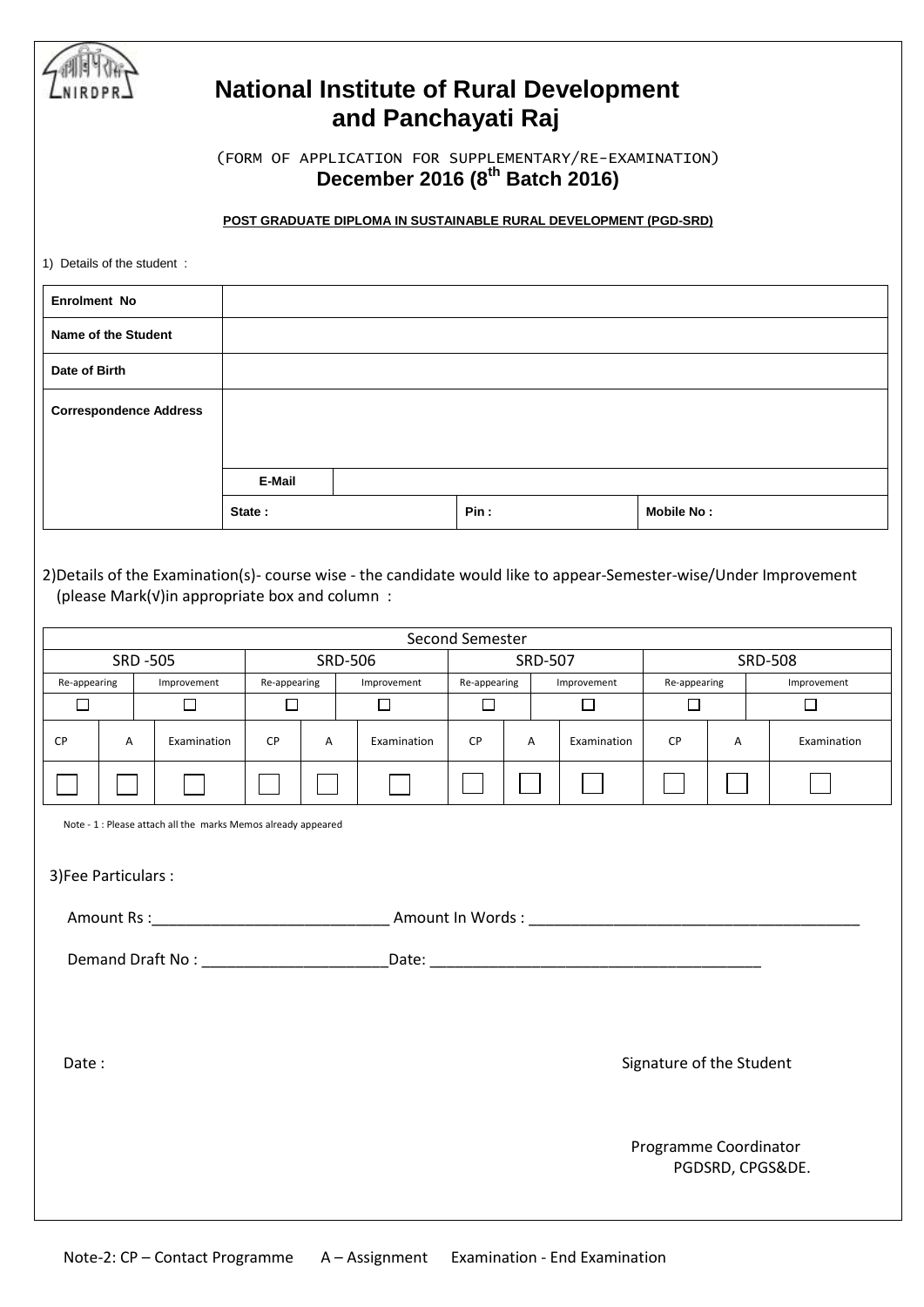# National Institute of Rural Development and Panchayati Raj

(FORM OF APPLICATION FOR SUPPLEMENTARY/RE-EXAMINATION)

**December 2016 (8th Batch 2016)**

**POST GRADUATE DIPLOMA IN SUSTAINABLE RURAL DEVELOPMENT (PGD-SRD)**

1) Details of the student :

| **Enrolment No** | | | |
|---|---|---|---|
| **Name of the Student** | | | |
| **Date of Birth** | | | |
| **Correspondence Address** | | | |
| | **E-Mail** | | |
| | **State :** | **Pin :** | **Mobile No :** |

2)Details of the Examination(s)- course wise - the candidate would like to appear-Semester-wise/Under Improvement (please Mark(√)in appropriate box and column :

| Second Semester | | | | | | | | | | | |
|---|---|---|---|---|---|---|---|---|---|---|---|
| SRD -505 | | | SRD-506 | | | SRD-507 | | | SRD-508 | | |
| Re-appearing | | Improvement | Re-appearing | | Improvement | Re-appearing | | Improvement | Re-appearing | | Improvement |
| ☐ | | ☐ | ☐ | | ☐ | ☐ | | ☐ | ☐ | | ☐ |
| CP | A | Examination | CP | A | Examination | CP | A | Examination | CP | A | Examination |
| ☐ | ☐ | ☐ | ☐ | ☐ | ☐ | ☐ | ☐ | ☐ | ☐ | ☐ | ☐ |

Note - 1 : Please attach all the marks Memos already appeared

3)Fee Particulars :

Amount Rs :____________________________ Amount In Words : ________________________________________

Demand Draft No : _______________________Date: ________________________________________

Date :

Signature of the Student

Programme Coordinator
PGDSRD, CPGS&DE.

Note-2: CP – Contact Programme A – Assignment Examination - End Examination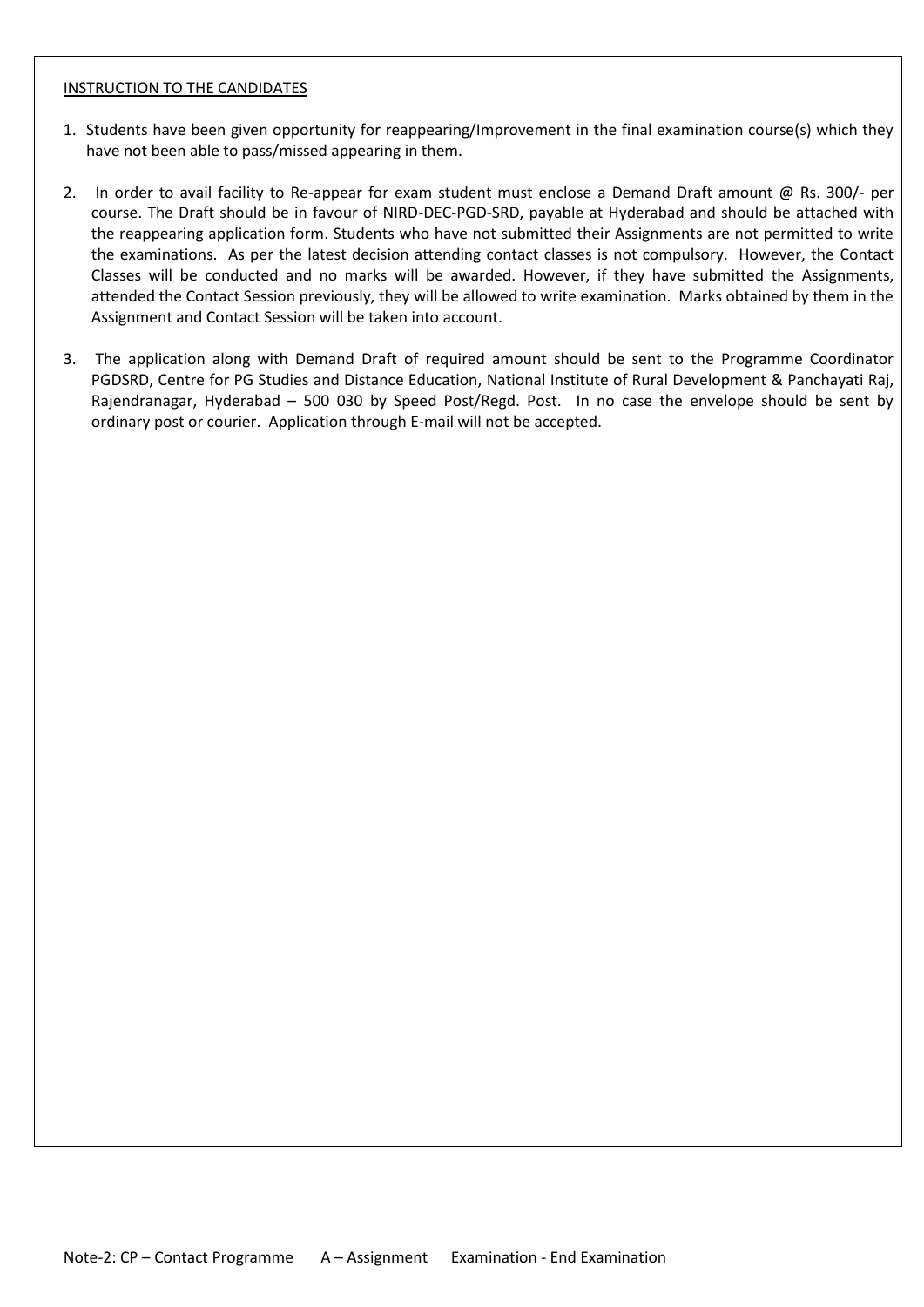<u>INSTRUCTION TO THE CANDIDATES</u>

1. Students have been given opportunity for reappearing/Improvement in the final examination course(s) which they have not been able to pass/missed appearing in them.

2. In order to avail facility to Re-appear for exam student must enclose a Demand Draft amount @ Rs. 300/- per course. The Draft should be in favour of NIRD-DEC-PGD-SRD, payable at Hyderabad and should be attached with the reappearing application form. Students who have not submitted their Assignments are not permitted to write the examinations. As per the latest decision attending contact classes is not compulsory. However, the Contact Classes will be conducted and no marks will be awarded. However, if they have submitted the Assignments, attended the Contact Session previously, they will be allowed to write examination. Marks obtained by them in the Assignment and Contact Session will be taken into account.

3. The application along with Demand Draft of required amount should be sent to the Programme Coordinator PGDSRD, Centre for PG Studies and Distance Education, National Institute of Rural Development & Panchayati Raj, Rajendranagar, Hyderabad – 500 030 by Speed Post/Regd. Post. In no case the envelope should be sent by ordinary post or courier. Application through E-mail will not be accepted.

Note-2: CP – Contact Programme A – Assignment Examination - End Examination